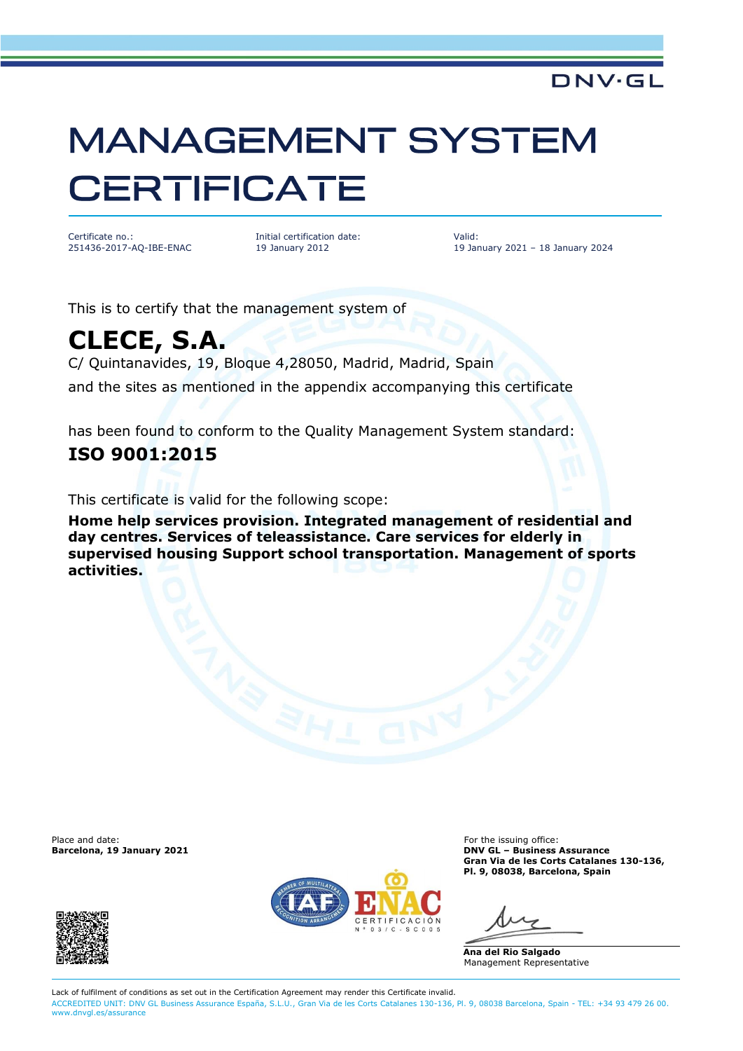DNV·GL

# MANAGEMENT SYSTEM CERTIFICATE

| Certificate no.: | Initial certification date: | Valid: |
|---|---|---|
| 251436-2017-AQ-IBE-ENAC | 19 January 2012 | 19 January 2021 – 18 January 2024 |

This is to certify that the management system of

## CLECE, S.A.

C/ Quintanavides, 19, Bloque 4,28050, Madrid, Madrid, Spain

and the sites as mentioned in the appendix accompanying this certificate

has been found to conform to the Quality Management System standard:

**ISO 9001:2015**

This certificate is valid for the following scope:

**Home help services provision. Integrated management of residential and day centres. Services of teleassistance. Care services for elderly in supervised housing Support school transportation. Management of sports activities.**

Place and date:
**Barcelona, 19 January 2021**

For the issuing office:
**DNV GL – Business Assurance**
**Gran Via de les Corts Catalanes 130-136, Pl. 9, 08038, Barcelona, Spain**

ENAC CERTIFICACIÓN N° 03/C-SC005

**Ana del Rio Salgado**
Management Representative

Lack of fulfilment of conditions as set out in the Certification Agreement may render this Certificate invalid.

ACCREDITED UNIT: DNV GL Business Assurance España, S.L.U., Gran Via de les Corts Catalanes 130-136, Pl. 9, 08038 Barcelona, Spain - TEL: +34 93 479 26 00. www.dnvgl.es/assurance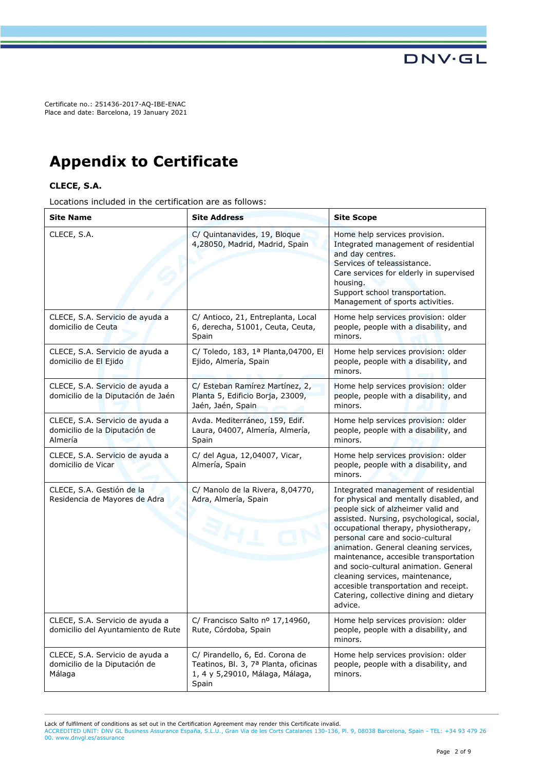Certificate no.: 251436-2017-AQ-IBE-ENAC
Place and date: Barcelona, 19 January 2021

# Appendix to Certificate

**CLECE, S.A.**

Locations included in the certification are as follows:

| Site Name | Site Address | Site Scope |
|---|---|---|
| CLECE, S.A. | C/ Quintanavides, 19, Bloque 4,28050, Madrid, Madrid, Spain | Home help services provision.<br>Integrated management of residential and day centres.<br>Services of teleassistance.<br>Care services for elderly in supervised housing.<br>Support school transportation.<br>Management of sports activities. |
| CLECE, S.A. Servicio de ayuda a domicilio de Ceuta | C/ Antioco, 21, Entreplanta, Local 6, derecha, 51001, Ceuta, Ceuta, Spain | Home help services provision: older people, people with a disability, and minors. |
| CLECE, S.A. Servicio de ayuda a domicilio de El Ejido | C/ Toledo, 183, 1ª Planta,04700, El Ejido, Almería, Spain | Home help services provision: older people, people with a disability, and minors. |
| CLECE, S.A. Servicio de ayuda a domicilio de la Diputación de Jaén | C/ Esteban Ramírez Martínez, 2, Planta 5, Edificio Borja, 23009, Jaén, Jaén, Spain | Home help services provision: older people, people with a disability, and minors. |
| CLECE, S.A. Servicio de ayuda a domicilio de la Diputación de Almería | Avda. Mediterráneo, 159, Edif. Laura, 04007, Almería, Almería, Spain | Home help services provision: older people, people with a disability, and minors. |
| CLECE, S.A. Servicio de ayuda a domicilio de Vicar | C/ del Agua, 12,04007, Vicar, Almería, Spain | Home help services provision: older people, people with a disability, and minors. |
| CLECE, S.A. Gestión de la Residencia de Mayores de Adra | C/ Manolo de la Rivera, 8,04770, Adra, Almería, Spain | Integrated management of residential for physical and mentally disabled, and people sick of alzheimer valid and assisted. Nursing, psychological, social, occupational therapy, physiotherapy, personal care and socio-cultural animation. General cleaning services, maintenance, accesible transportation and socio-cultural animation. General cleaning services, maintenance, accesible transportation and receipt. Catering, collective dining and dietary advice. |
| CLECE, S.A. Servicio de ayuda a domicilio del Ayuntamiento de Rute | C/ Francisco Salto nº 17,14960, Rute, Córdoba, Spain | Home help services provision: older people, people with a disability, and minors. |
| CLECE, S.A. Servicio de ayuda a domicilio de la Diputación de Málaga | C/ Pirandello, 6, Ed. Corona de Teatinos, Bl. 3, 7ª Planta, oficinas 1, 4 y 5,29010, Málaga, Málaga, Spain | Home help services provision: older people, people with a disability, and minors. |

Lack of fulfilment of conditions as set out in the Certification Agreement may render this Certificate invalid.
ACCREDITED UNIT: DNV GL Business Assurance España, S.L.U., Gran Via de les Corts Catalanes 130-136, Pl. 9, 08038 Barcelona, Spain - TEL: +34 93 479 26 00. www.dnvgl.es/assurance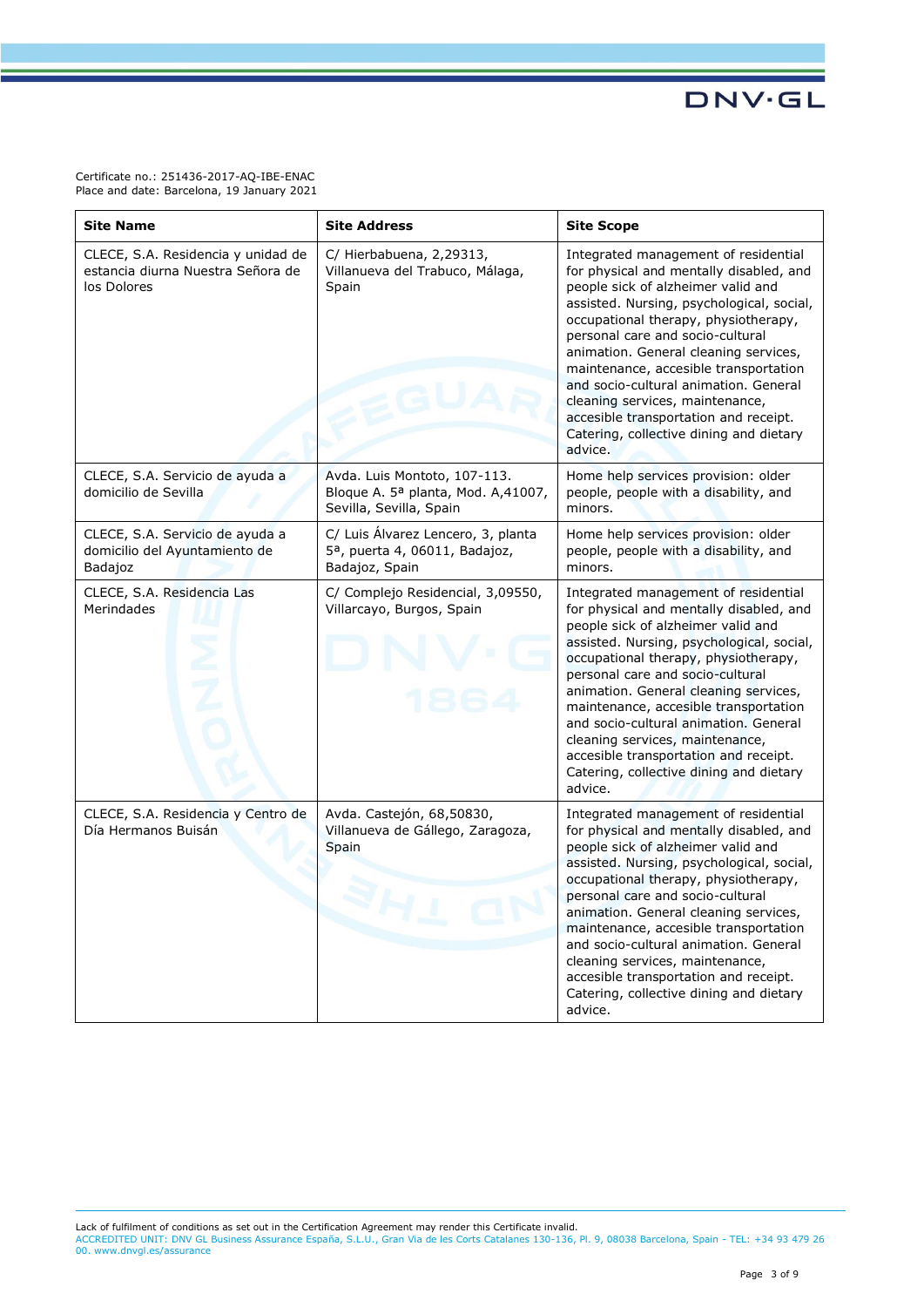Certificate no.: 251436-2017-AQ-IBE-ENAC
Place and date: Barcelona, 19 January 2021

| Site Name | Site Address | Site Scope |
|---|---|---|
| CLECE, S.A. Residencia y unidad de estancia diurna Nuestra Señora de los Dolores | C/ Hierbabuena, 2,29313, Villanueva del Trabuco, Málaga, Spain | Integrated management of residential for physical and mentally disabled, and people sick of alzheimer valid and assisted. Nursing, psychological, social, occupational therapy, physiotherapy, personal care and socio-cultural animation. General cleaning services, maintenance, accesible transportation and socio-cultural animation. General cleaning services, maintenance, accesible transportation and receipt. Catering, collective dining and dietary advice. |
| CLECE, S.A. Servicio de ayuda a domicilio de Sevilla | Avda. Luis Montoto, 107-113. Bloque A. 5ª planta, Mod. A,41007, Sevilla, Sevilla, Spain | Home help services provision: older people, people with a disability, and minors. |
| CLECE, S.A. Servicio de ayuda a domicilio del Ayuntamiento de Badajoz | C/ Luis Álvarez Lencero, 3, planta 5ª, puerta 4, 06011, Badajoz, Badajoz, Spain | Home help services provision: older people, people with a disability, and minors. |
| CLECE, S.A. Residencia Las Merindades | C/ Complejo Residencial, 3,09550, Villarcayo, Burgos, Spain | Integrated management of residential for physical and mentally disabled, and people sick of alzheimer valid and assisted. Nursing, psychological, social, occupational therapy, physiotherapy, personal care and socio-cultural animation. General cleaning services, maintenance, accesible transportation and socio-cultural animation. General cleaning services, maintenance, accesible transportation and receipt. Catering, collective dining and dietary advice. |
| CLECE, S.A. Residencia y Centro de Día Hermanos Buisán | Avda. Castejón, 68,50830, Villanueva de Gállego, Zaragoza, Spain | Integrated management of residential for physical and mentally disabled, and people sick of alzheimer valid and assisted. Nursing, psychological, social, occupational therapy, physiotherapy, personal care and socio-cultural animation. General cleaning services, maintenance, accesible transportation and socio-cultural animation. General cleaning services, maintenance, accesible transportation and receipt. Catering, collective dining and dietary advice. |

Lack of fulfilment of conditions as set out in the Certification Agreement may render this Certificate invalid.
ACCREDITED UNIT: DNV GL Business Assurance España, S.L.U., Gran Via de les Corts Catalanes 130-136, Pl. 9, 08038 Barcelona, Spain - TEL: +34 93 479 26 00. www.dnvgl.es/assurance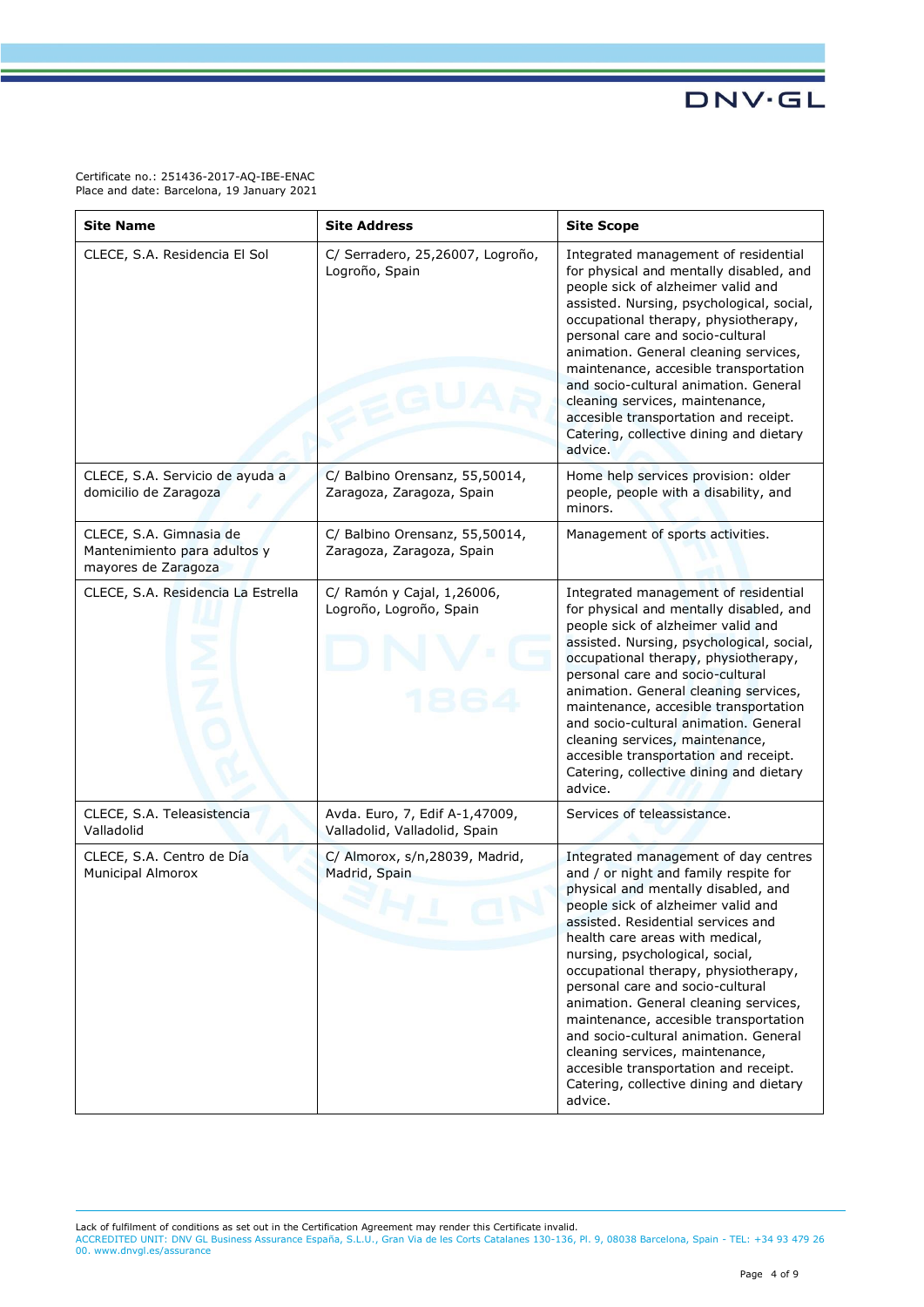Certificate no.: 251436-2017-AQ-IBE-ENAC
Place and date: Barcelona, 19 January 2021

| Site Name | Site Address | Site Scope |
|---|---|---|
| CLECE, S.A. Residencia El Sol | C/ Serradero, 25,26007, Logroño, Logroño, Spain | Integrated management of residential for physical and mentally disabled, and people sick of alzheimer valid and assisted. Nursing, psychological, social, occupational therapy, physiotherapy, personal care and socio-cultural animation. General cleaning services, maintenance, accesible transportation and socio-cultural animation. General cleaning services, maintenance, accesible transportation and receipt. Catering, collective dining and dietary advice. |
| CLECE, S.A. Servicio de ayuda a domicilio de Zaragoza | C/ Balbino Orensanz, 55,50014, Zaragoza, Zaragoza, Spain | Home help services provision: older people, people with a disability, and minors. |
| CLECE, S.A. Gimnasia de Mantenimiento para adultos y mayores de Zaragoza | C/ Balbino Orensanz, 55,50014, Zaragoza, Zaragoza, Spain | Management of sports activities. |
| CLECE, S.A. Residencia La Estrella | C/ Ramón y Cajal, 1,26006, Logroño, Logroño, Spain | Integrated management of residential for physical and mentally disabled, and people sick of alzheimer valid and assisted. Nursing, psychological, social, occupational therapy, physiotherapy, personal care and socio-cultural animation. General cleaning services, maintenance, accesible transportation and socio-cultural animation. General cleaning services, maintenance, accesible transportation and receipt. Catering, collective dining and dietary advice. |
| CLECE, S.A. Teleasistencia Valladolid | Avda. Euro, 7, Edif A-1,47009, Valladolid, Valladolid, Spain | Services of teleassistance. |
| CLECE, S.A. Centro de Día Municipal Almorox | C/ Almorox, s/n,28039, Madrid, Madrid, Spain | Integrated management of day centres and / or night and family respite for physical and mentally disabled, and people sick of alzheimer valid and assisted. Residential services and health care areas with medical, nursing, psychological, social, occupational therapy, physiotherapy, personal care and socio-cultural animation. General cleaning services, maintenance, accesible transportation and socio-cultural animation. General cleaning services, maintenance, accesible transportation and receipt. Catering, collective dining and dietary advice. |

Lack of fulfilment of conditions as set out in the Certification Agreement may render this Certificate invalid.
ACCREDITED UNIT: DNV GL Business Assurance España, S.L.U., Gran Via de les Corts Catalanes 130-136, Pl. 9, 08038 Barcelona, Spain - TEL: +34 93 479 26 00. www.dnvgl.es/assurance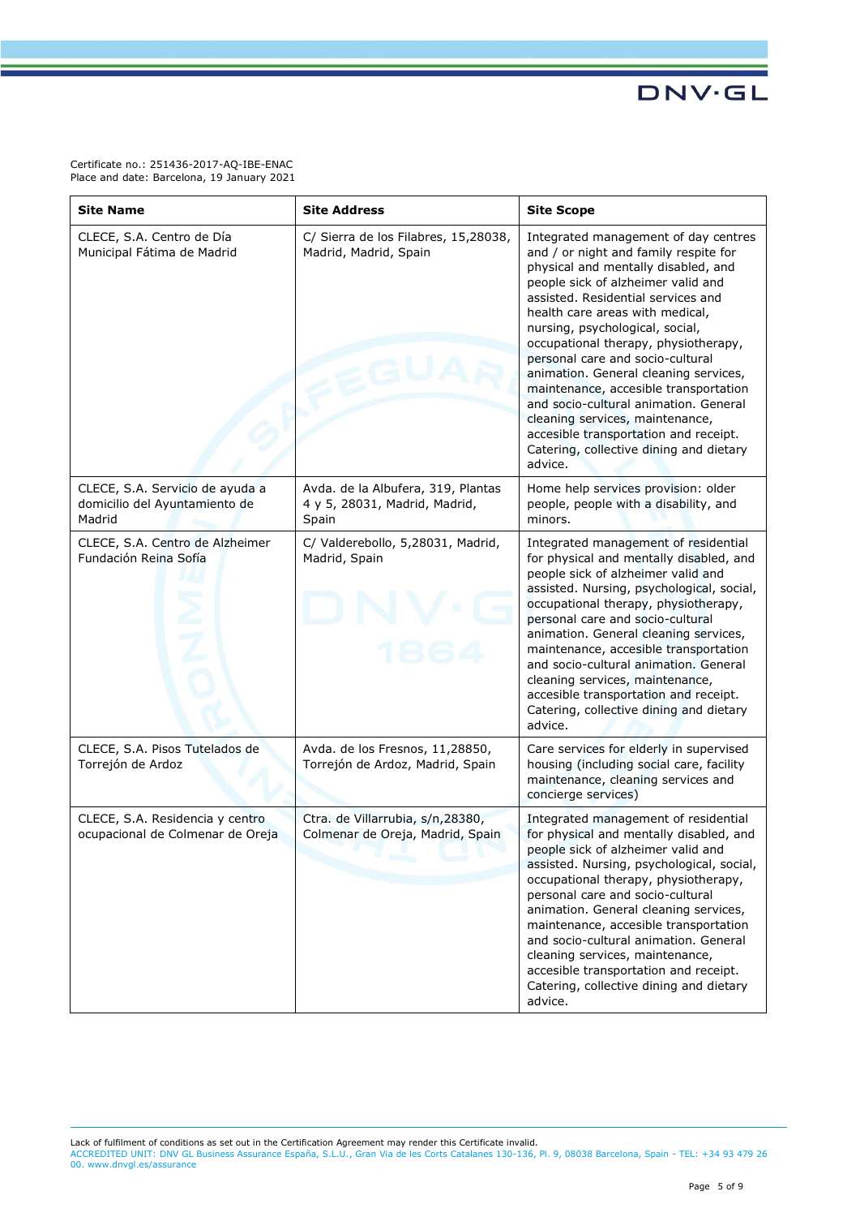Certificate no.: 251436-2017-AQ-IBE-ENAC
Place and date: Barcelona, 19 January 2021

| Site Name | Site Address | Site Scope |
| --- | --- | --- |
| CLECE, S.A. Centro de Día Municipal Fátima de Madrid | C/ Sierra de los Filabres, 15,28038, Madrid, Madrid, Spain | Integrated management of day centres and / or night and family respite for physical and mentally disabled, and people sick of alzheimer valid and assisted. Residential services and health care areas with medical, nursing, psychological, social, occupational therapy, physiotherapy, personal care and socio-cultural animation. General cleaning services, maintenance, accesible transportation and socio-cultural animation. General cleaning services, maintenance, accesible transportation and receipt. Catering, collective dining and dietary advice. |
| CLECE, S.A. Servicio de ayuda a domicilio del Ayuntamiento de Madrid | Avda. de la Albufera, 319, Plantas 4 y 5, 28031, Madrid, Madrid, Spain | Home help services provision: older people, people with a disability, and minors. |
| CLECE, S.A. Centro de Alzheimer Fundación Reina Sofía | C/ Valderebollo, 5,28031, Madrid, Madrid, Spain | Integrated management of residential for physical and mentally disabled, and people sick of alzheimer valid and assisted. Nursing, psychological, social, occupational therapy, physiotherapy, personal care and socio-cultural animation. General cleaning services, maintenance, accesible transportation and socio-cultural animation. General cleaning services, maintenance, accesible transportation and receipt. Catering, collective dining and dietary advice. |
| CLECE, S.A. Pisos Tutelados de Torrejón de Ardoz | Avda. de los Fresnos, 11,28850, Torrejón de Ardoz, Madrid, Spain | Care services for elderly in supervised housing (including social care, facility maintenance, cleaning services and concierge services) |
| CLECE, S.A. Residencia y centro ocupacional de Colmenar de Oreja | Ctra. de Villarrubia, s/n,28380, Colmenar de Oreja, Madrid, Spain | Integrated management of residential for physical and mentally disabled, and people sick of alzheimer valid and assisted. Nursing, psychological, social, occupational therapy, physiotherapy, personal care and socio-cultural animation. General cleaning services, maintenance, accesible transportation and socio-cultural animation. General cleaning services, maintenance, accesible transportation and receipt. Catering, collective dining and dietary advice. |

Lack of fulfilment of conditions as set out in the Certification Agreement may render this Certificate invalid.
ACCREDITED UNIT: DNV GL Business Assurance España, S.L.U., Gran Via de les Corts Catalanes 130-136, Pl. 9, 08038 Barcelona, Spain - TEL: +34 93 479 26 00. www.dnvgl.es/assurance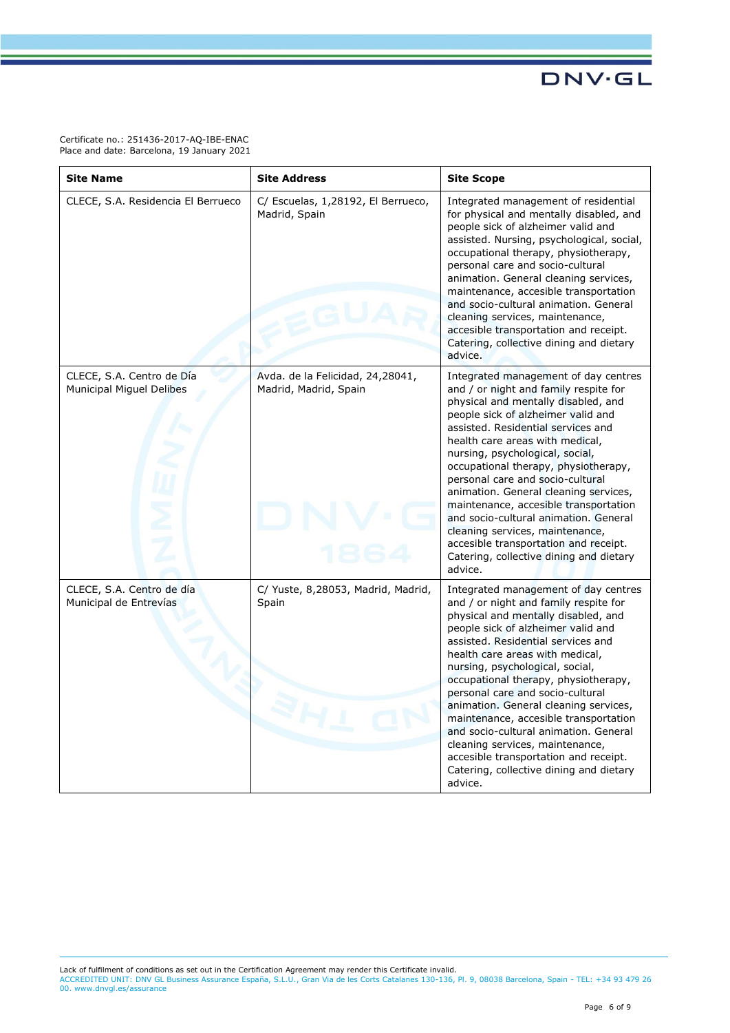Certificate no.: 251436-2017-AQ-IBE-ENAC
Place and date: Barcelona, 19 January 2021

| Site Name | Site Address | Site Scope |
| --- | --- | --- |
| CLECE, S.A. Residencia El Berrueco | C/ Escuelas, 1,28192, El Berrueco, Madrid, Spain | Integrated management of residential for physical and mentally disabled, and people sick of alzheimer valid and assisted. Nursing, psychological, social, occupational therapy, physiotherapy, personal care and socio-cultural animation. General cleaning services, maintenance, accesible transportation and socio-cultural animation. General cleaning services, maintenance, accesible transportation and receipt. Catering, collective dining and dietary advice. |
| CLECE, S.A. Centro de Día Municipal Miguel Delibes | Avda. de la Felicidad, 24,28041, Madrid, Madrid, Spain | Integrated management of day centres and / or night and family respite for physical and mentally disabled, and people sick of alzheimer valid and assisted. Residential services and health care areas with medical, nursing, psychological, social, occupational therapy, physiotherapy, personal care and socio-cultural animation. General cleaning services, maintenance, accesible transportation and socio-cultural animation. General cleaning services, maintenance, accesible transportation and receipt. Catering, collective dining and dietary advice. |
| CLECE, S.A. Centro de día Municipal de Entrevías | C/ Yuste, 8,28053, Madrid, Madrid, Spain | Integrated management of day centres and / or night and family respite for physical and mentally disabled, and people sick of alzheimer valid and assisted. Residential services and health care areas with medical, nursing, psychological, social, occupational therapy, physiotherapy, personal care and socio-cultural animation. General cleaning services, maintenance, accesible transportation and socio-cultural animation. General cleaning services, maintenance, accesible transportation and receipt. Catering, collective dining and dietary advice. |

Lack of fulfilment of conditions as set out in the Certification Agreement may render this Certificate invalid.
ACCREDITED UNIT: DNV GL Business Assurance España, S.L.U., Gran Via de les Corts Catalanes 130-136, Pl. 9, 08038 Barcelona, Spain - TEL: +34 93 479 26 00. www.dnvgl.es/assurance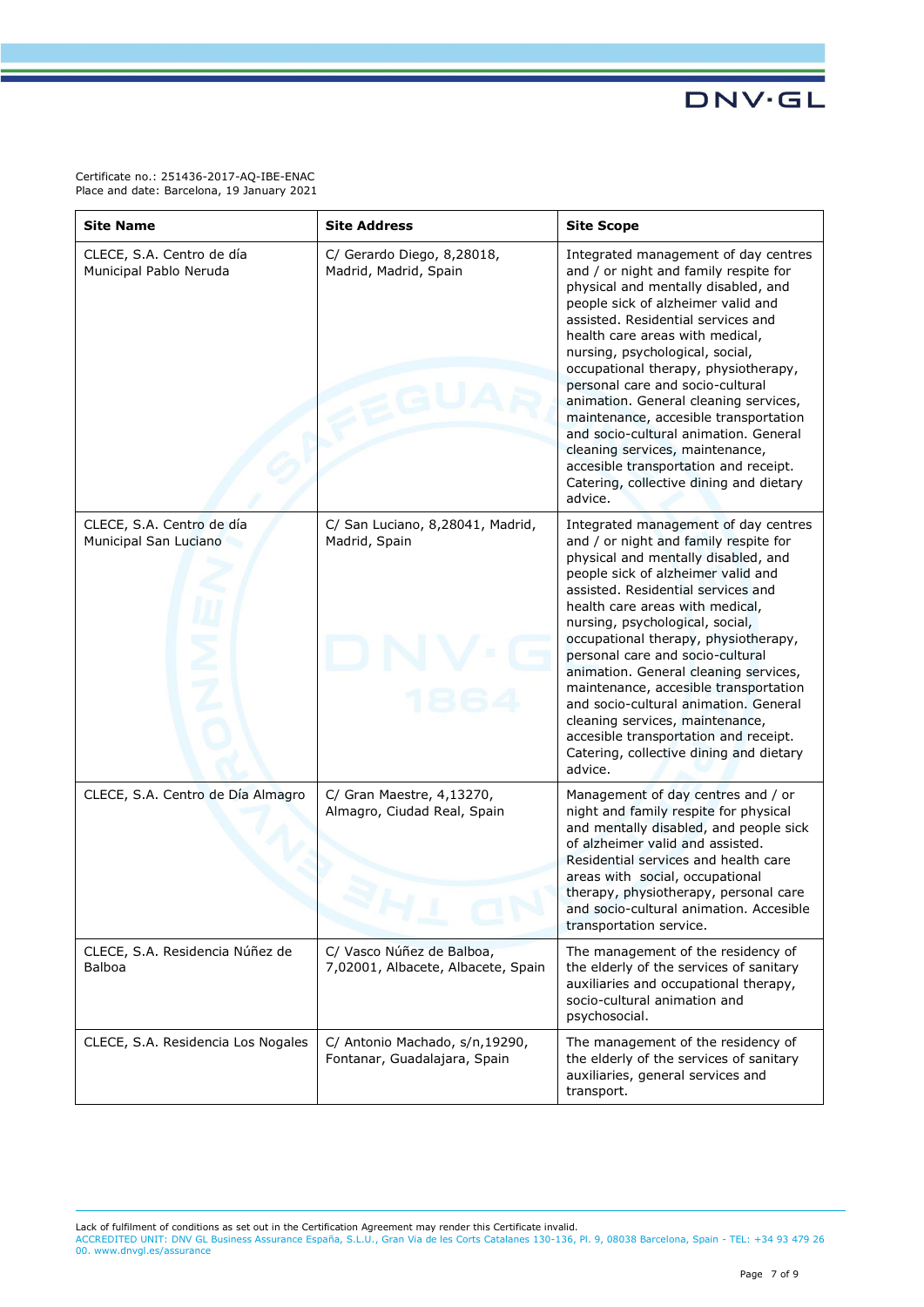Certificate no.: 251436-2017-AQ-IBE-ENAC
Place and date: Barcelona, 19 January 2021

| Site Name | Site Address | Site Scope |
| --- | --- | --- |
| CLECE, S.A. Centro de día Municipal Pablo Neruda | C/ Gerardo Diego, 8,28018, Madrid, Madrid, Spain | Integrated management of day centres and / or night and family respite for physical and mentally disabled, and people sick of alzheimer valid and assisted. Residential services and health care areas with medical, nursing, psychological, social, occupational therapy, physiotherapy, personal care and socio-cultural animation. General cleaning services, maintenance, accesible transportation and socio-cultural animation. General cleaning services, maintenance, accesible transportation and receipt. Catering, collective dining and dietary advice. |
| CLECE, S.A. Centro de día Municipal San Luciano | C/ San Luciano, 8,28041, Madrid, Madrid, Spain | Integrated management of day centres and / or night and family respite for physical and mentally disabled, and people sick of alzheimer valid and assisted. Residential services and health care areas with medical, nursing, psychological, social, occupational therapy, physiotherapy, personal care and socio-cultural animation. General cleaning services, maintenance, accesible transportation and socio-cultural animation. General cleaning services, maintenance, accesible transportation and receipt. Catering, collective dining and dietary advice. |
| CLECE, S.A. Centro de Día Almagro | C/ Gran Maestre, 4,13270, Almagro, Ciudad Real, Spain | Management of day centres and / or night and family respite for physical and mentally disabled, and people sick of alzheimer valid and assisted. Residential services and health care areas with social, occupational therapy, physiotherapy, personal care and socio-cultural animation. Accesible transportation service. |
| CLECE, S.A. Residencia Núñez de Balboa | C/ Vasco Núñez de Balboa, 7,02001, Albacete, Albacete, Spain | The management of the residency of the elderly of the services of sanitary auxiliaries and occupational therapy, socio-cultural animation and psychosocial. |
| CLECE, S.A. Residencia Los Nogales | C/ Antonio Machado, s/n,19290, Fontanar, Guadalajara, Spain | The management of the residency of the elderly of the services of sanitary auxiliaries, general services and transport. |

Lack of fulfilment of conditions as set out in the Certification Agreement may render this Certificate invalid.
ACCREDITED UNIT: DNV GL Business Assurance España, S.L.U., Gran Via de les Corts Catalanes 130-136, Pl. 9, 08038 Barcelona, Spain - TEL: +34 93 479 26 00. www.dnvgl.es/assurance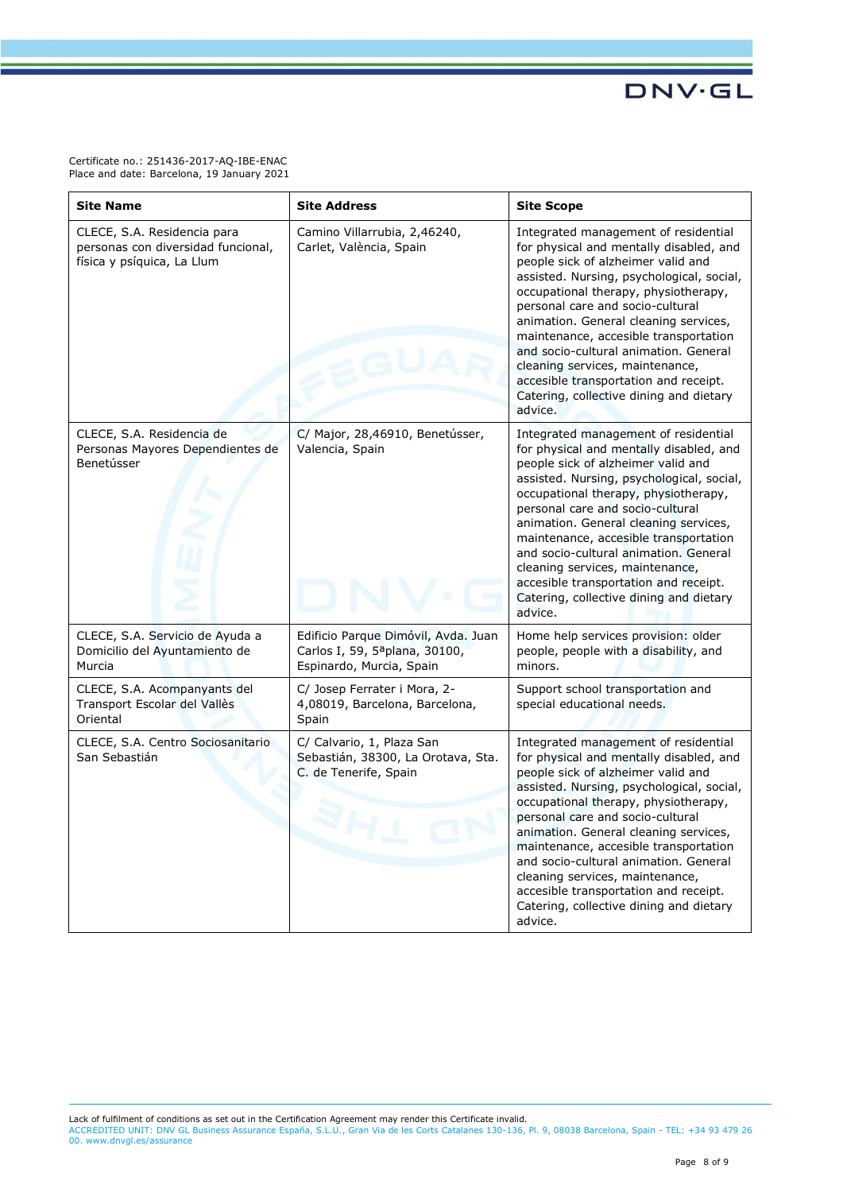Certificate no.: 251436-2017-AQ-IBE-ENAC
Place and date: Barcelona, 19 January 2021

| Site Name | Site Address | Site Scope |
| --- | --- | --- |
| CLECE, S.A. Residencia para personas con diversidad funcional, física y psíquica, La Llum | Camino Villarrubia, 2,46240, Carlet, València, Spain | Integrated management of residential for physical and mentally disabled, and people sick of alzheimer valid and assisted. Nursing, psychological, social, occupational therapy, physiotherapy, personal care and socio-cultural animation. General cleaning services, maintenance, accesible transportation and socio-cultural animation. General cleaning services, maintenance, accesible transportation and receipt. Catering, collective dining and dietary advice. |
| CLECE, S.A. Residencia de Personas Mayores Dependientes de Benetússer | C/ Major, 28,46910, Benetússer, Valencia, Spain | Integrated management of residential for physical and mentally disabled, and people sick of alzheimer valid and assisted. Nursing, psychological, social, occupational therapy, physiotherapy, personal care and socio-cultural animation. General cleaning services, maintenance, accesible transportation and socio-cultural animation. General cleaning services, maintenance, accesible transportation and receipt. Catering, collective dining and dietary advice. |
| CLECE, S.A. Servicio de Ayuda a Domicilio del Ayuntamiento de Murcia | Edificio Parque Dimóvil, Avda. Juan Carlos I, 59, 5ªplana, 30100, Espinardo, Murcia, Spain | Home help services provision: older people, people with a disability, and minors. |
| CLECE, S.A. Acompanyants del Transport Escolar del Vallès Oriental | C/ Josep Ferrater i Mora, 2-4,08019, Barcelona, Barcelona, Spain | Support school transportation and special educational needs. |
| CLECE, S.A. Centro Sociosanitario San Sebastián | C/ Calvario, 1, Plaza San Sebastián, 38300, La Orotava, Sta. C. de Tenerife, Spain | Integrated management of residential for physical and mentally disabled, and people sick of alzheimer valid and assisted. Nursing, psychological, social, occupational therapy, physiotherapy, personal care and socio-cultural animation. General cleaning services, maintenance, accesible transportation and socio-cultural animation. General cleaning services, maintenance, accesible transportation and receipt. Catering, collective dining and dietary advice. |

Lack of fulfilment of conditions as set out in the Certification Agreement may render this Certificate invalid.
ACCREDITED UNIT: DNV GL Business Assurance España, S.L.U., Gran Via de les Corts Catalanes 130-136, Pl. 9, 08038 Barcelona, Spain - TEL: +34 93 479 26 00. www.dnvgl.es/assurance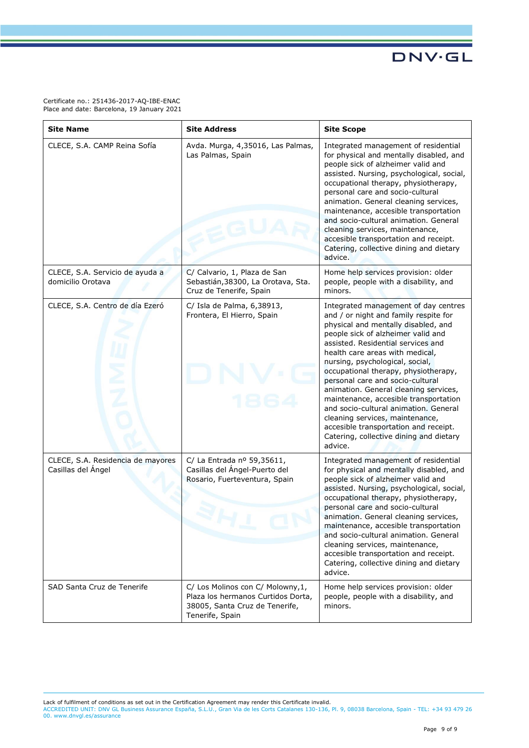Certificate no.: 251436-2017-AQ-IBE-ENAC
Place and date: Barcelona, 19 January 2021

| Site Name | Site Address | Site Scope |
|---|---|---|
| CLECE, S.A. CAMP Reina Sofía | Avda. Murga, 4,35016, Las Palmas, Las Palmas, Spain | Integrated management of residential for physical and mentally disabled, and people sick of alzheimer valid and assisted. Nursing, psychological, social, occupational therapy, physiotherapy, personal care and socio-cultural animation. General cleaning services, maintenance, accesible transportation and socio-cultural animation. General cleaning services, maintenance, accesible transportation and receipt. Catering, collective dining and dietary advice. |
| CLECE, S.A. Servicio de ayuda a domicilio Orotava | C/ Calvario, 1, Plaza de San Sebastián,38300, La Orotava, Sta. Cruz de Tenerife, Spain | Home help services provision: older people, people with a disability, and minors. |
| CLECE, S.A. Centro de día Ezeró | C/ Isla de Palma, 6,38913, Frontera, El Hierro, Spain | Integrated management of day centres and / or night and family respite for physical and mentally disabled, and people sick of alzheimer valid and assisted. Residential services and health care areas with medical, nursing, psychological, social, occupational therapy, physiotherapy, personal care and socio-cultural animation. General cleaning services, maintenance, accesible transportation and socio-cultural animation. General cleaning services, maintenance, accesible transportation and receipt. Catering, collective dining and dietary advice. |
| CLECE, S.A. Residencia de mayores Casillas del Ángel | C/ La Entrada nº 59,35611, Casillas del Ángel-Puerto del Rosario, Fuerteventura, Spain | Integrated management of residential for physical and mentally disabled, and people sick of alzheimer valid and assisted. Nursing, psychological, social, occupational therapy, physiotherapy, personal care and socio-cultural animation. General cleaning services, maintenance, accesible transportation and socio-cultural animation. General cleaning services, maintenance, accesible transportation and receipt. Catering, collective dining and dietary advice. |
| SAD Santa Cruz de Tenerife | C/ Los Molinos con C/ Molowny,1, Plaza los hermanos Curtidos Dorta, 38005, Santa Cruz de Tenerife, Tenerife, Spain | Home help services provision: older people, people with a disability, and minors. |

Lack of fulfilment of conditions as set out in the Certification Agreement may render this Certificate invalid.
ACCREDITED UNIT: DNV GL Business Assurance España, S.L.U., Gran Via de les Corts Catalanes 130-136, Pl. 9, 08038 Barcelona, Spain - TEL: +34 93 479 26 00. www.dnvgl.es/assurance